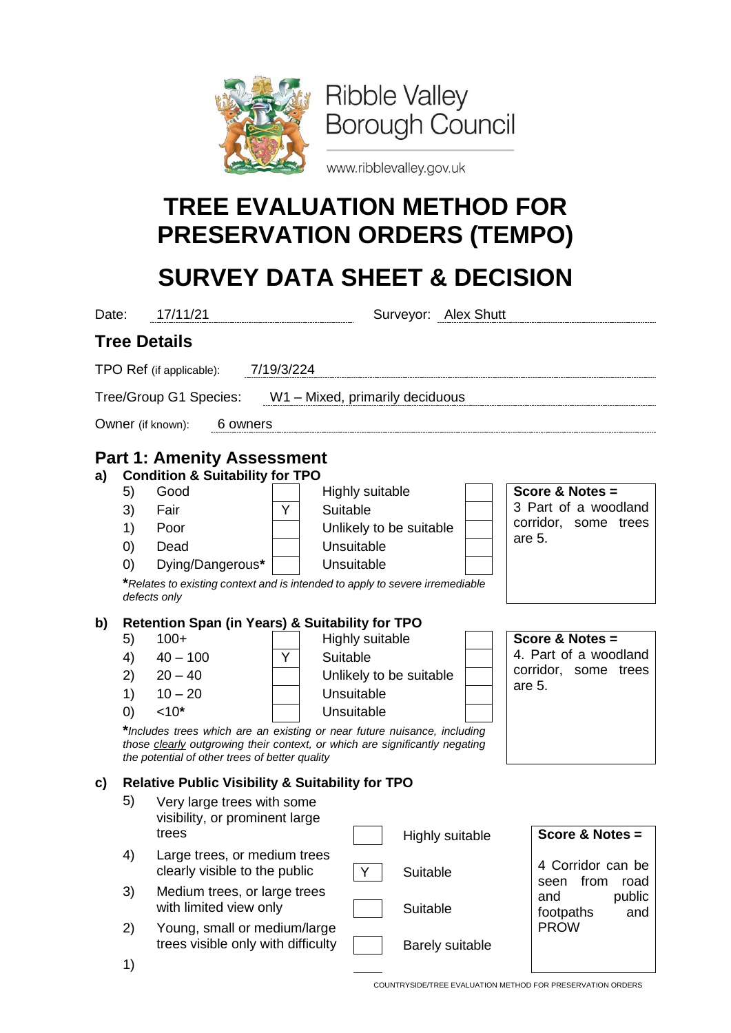Ribble Valley Borough Council

www.ribblevalley.gov.uk

# TREE EVALUATION METHOD FOR PRESERVATION ORDERS (TEMPO)

# SURVEY DATA SHEET & DECISION

Date: 17/11/21 Surveyor: Alex Shutt

## Tree Details

TPO Ref (if applicable): 7/19/3/224

Tree/Group G1 Species: W1 – Mixed, primarily deciduous

Owner (if known): 6 owners

## Part 1: Amenity Assessment

### a) Condition & Suitability for TPO

| Score | Condition | | Suitability | |
|---|---|---|---|---|
| 5) | Good | | Highly suitable | |
| 3) | Fair | Y | Suitable | |
| 1) | Poor | | Unlikely to be suitable | |
| 0) | Dead | | Unsuitable | |
| 0) | Dying/Dangerous* | | Unsuitable | |

***Relates to existing context and is intended to apply to severe irremediable defects only*

**Score & Notes =**
3 Part of a woodland corridor, some trees are 5.

### b) Retention Span (in Years) & Suitability for TPO

| Score | Retention Span | | Suitability | |
|---|---|---|---|---|
| 5) | 100+ | | Highly suitable | |
| 4) | 40 – 100 | Y | Suitable | |
| 2) | 20 – 40 | | Unlikely to be suitable | |
| 1) | 10 – 20 | | Unsuitable | |
| 0) | <10* | | Unsuitable | |

***Includes trees which are an existing or near future nuisance, including those clearly outgrowing their context, or which are significantly negating the potential of other trees of better quality*

**Score & Notes =**
4. Part of a woodland corridor, some trees are 5.

### c) Relative Public Visibility & Suitability for TPO

| Score | Visibility | | Suitability |
|---|---|---|---|
| 5) | Very large trees with some visibility, or prominent large trees | | Highly suitable |
| 4) | Large trees, or medium trees clearly visible to the public | Y | Suitable |
| 3) | Medium trees, or large trees with limited view only | | Suitable |
| 2) | Young, small or medium/large trees visible only with difficulty | | Barely suitable |
| 1) | | | |

**Score & Notes =**

4 Corridor can be seen from road and public footpaths and PROW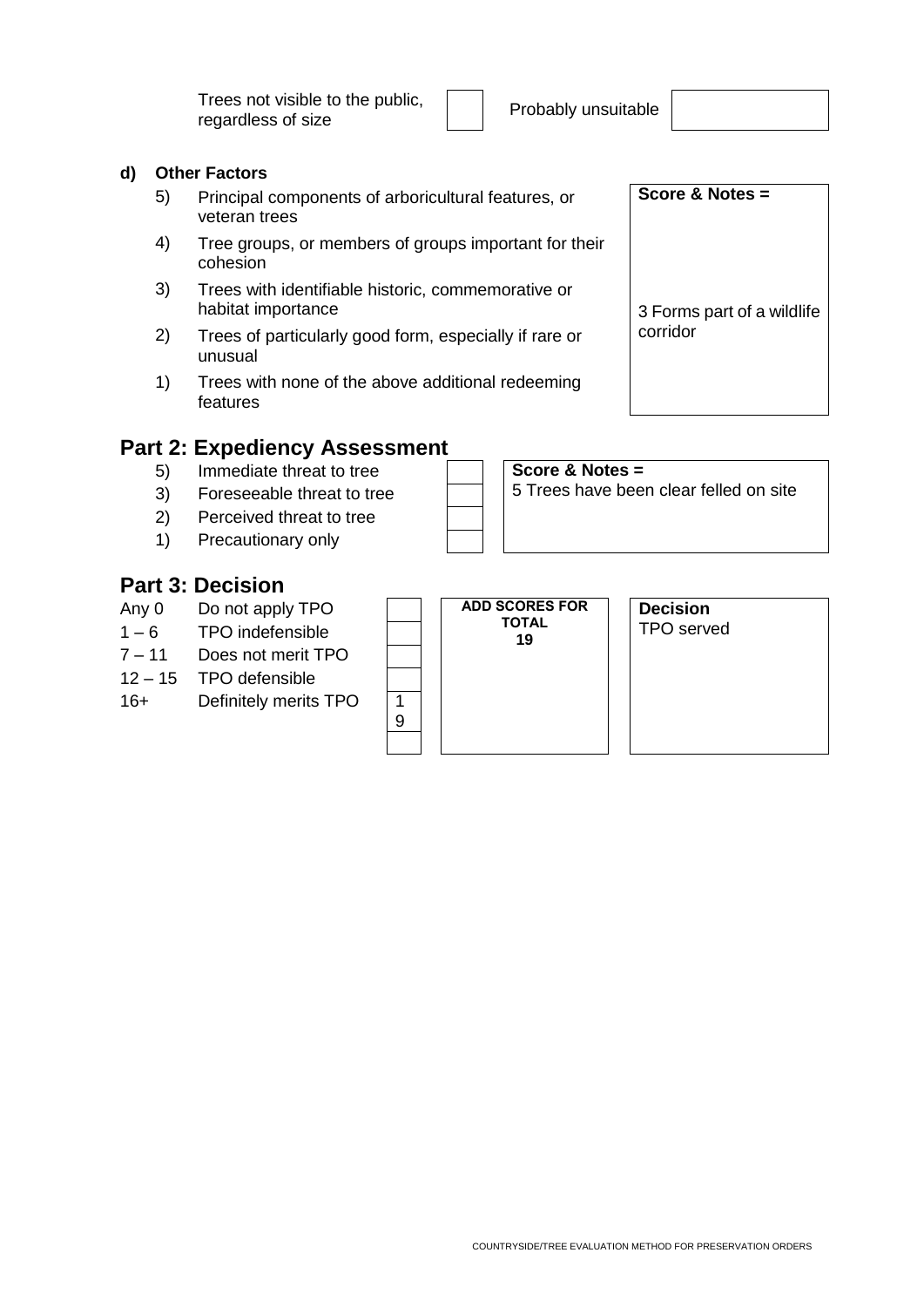| | | | |
|---|---|---|---|
| Trees not visible to the public, regardless of size | | Probably unsuitable | |

**d) Other Factors**

5) Principal components of arboricultural features, or veteran trees
4) Tree groups, or members of groups important for their cohesion
3) Trees with identifiable historic, commemorative or habitat importance
2) Trees of particularly good form, especially if rare or unusual
1) Trees with none of the above additional redeeming features

**Score & Notes =**

3 Forms part of a wildlife corridor

## Part 2: Expediency Assessment

5) Immediate threat to tree
3) Foreseeable threat to tree
2) Perceived threat to tree
1) Precautionary only

**Score & Notes =**
5 Trees have been clear felled on site

## Part 3: Decision

| | | |
|---|---|---|
| Any 0 | Do not apply TPO | |
| 1 – 6 | TPO indefensible | |
| 7 – 11 | Does not merit TPO | |
| 12 – 15 | TPO defensible | |
| 16+ | Definitely merits TPO | 19 |

**ADD SCORES FOR TOTAL**
**19**

**Decision**
TPO served